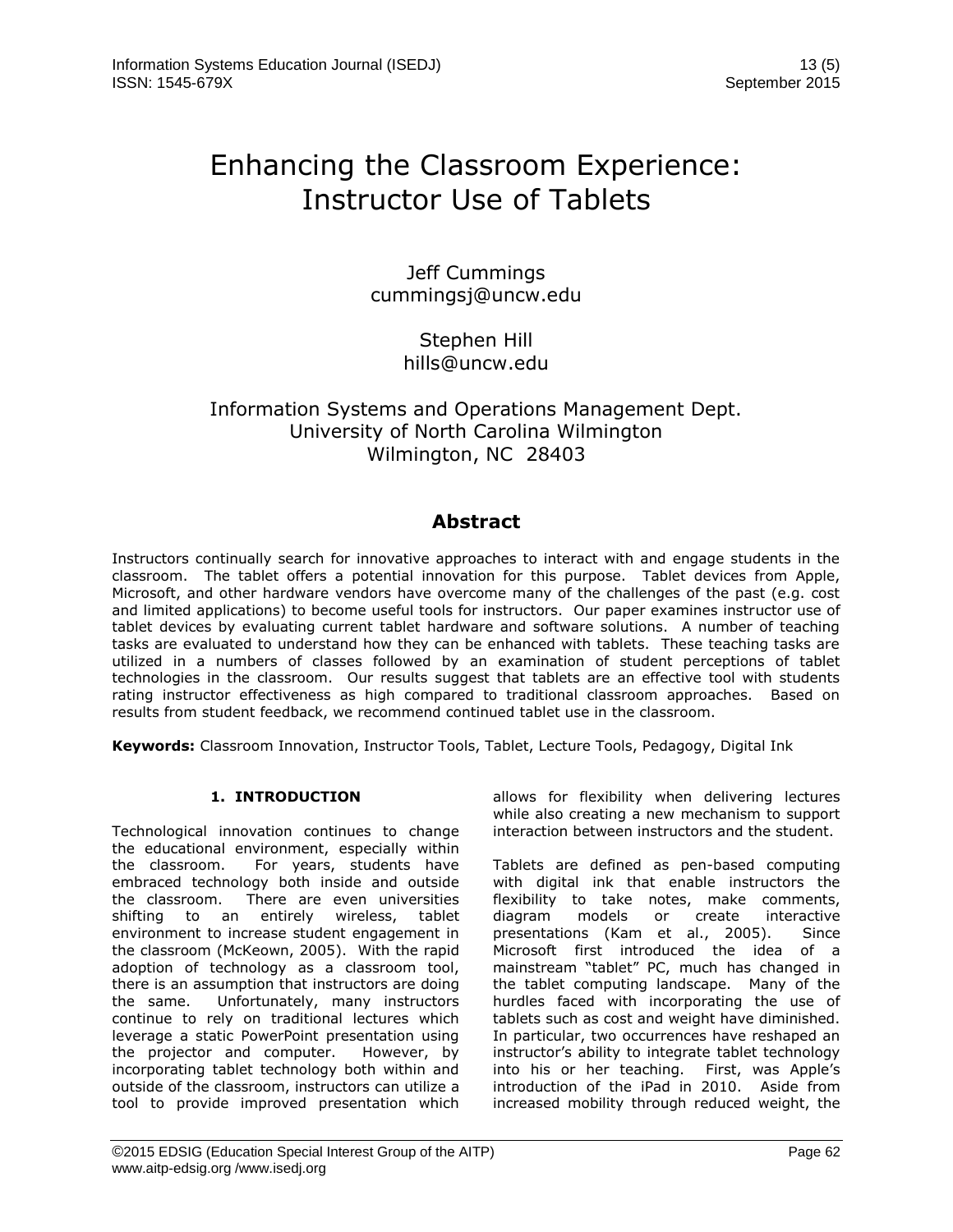# Enhancing the Classroom Experience: Instructor Use of Tablets

Jeff Cummings
cummingsj@uncw.edu

Stephen Hill
hills@uncw.edu

Information Systems and Operations Management Dept.
University of North Carolina Wilmington
Wilmington, NC 28403

## Abstract

Instructors continually search for innovative approaches to interact with and engage students in the classroom. The tablet offers a potential innovation for this purpose. Tablet devices from Apple, Microsoft, and other hardware vendors have overcome many of the challenges of the past (e.g. cost and limited applications) to become useful tools for instructors. Our paper examines instructor use of tablet devices by evaluating current tablet hardware and software solutions. A number of teaching tasks are evaluated to understand how they can be enhanced with tablets. These teaching tasks are utilized in a numbers of classes followed by an examination of student perceptions of tablet technologies in the classroom. Our results suggest that tablets are an effective tool with students rating instructor effectiveness as high compared to traditional classroom approaches. Based on results from student feedback, we recommend continued tablet use in the classroom.

**Keywords:** Classroom Innovation, Instructor Tools, Tablet, Lecture Tools, Pedagogy, Digital Ink

## 1. INTRODUCTION

Technological innovation continues to change the educational environment, especially within the classroom. For years, students have embraced technology both inside and outside the classroom. There are even universities shifting to an entirely wireless, tablet environment to increase student engagement in the classroom (McKeown, 2005). With the rapid adoption of technology as a classroom tool, there is an assumption that instructors are doing the same. Unfortunately, many instructors continue to rely on traditional lectures which leverage a static PowerPoint presentation using the projector and computer. However, by incorporating tablet technology both within and outside of the classroom, instructors can utilize a tool to provide improved presentation which allows for flexibility when delivering lectures while also creating a new mechanism to support interaction between instructors and the student.

Tablets are defined as pen-based computing with digital ink that enable instructors the flexibility to take notes, make comments, diagram models or create interactive presentations (Kam et al., 2005). Since Microsoft first introduced the idea of a mainstream "tablet" PC, much has changed in the tablet computing landscape. Many of the hurdles faced with incorporating the use of tablets such as cost and weight have diminished. In particular, two occurrences have reshaped an instructor's ability to integrate tablet technology into his or her teaching. First, was Apple's introduction of the iPad in 2010. Aside from increased mobility through reduced weight, the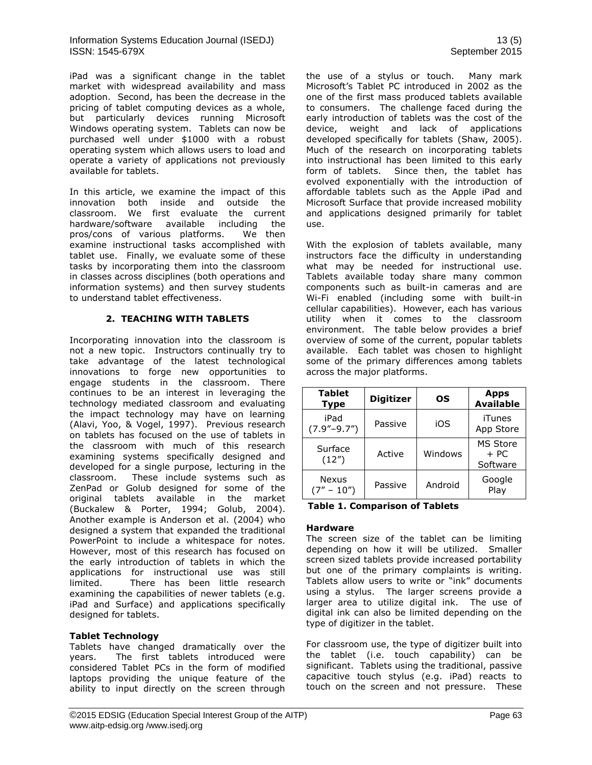iPad was a significant change in the tablet market with widespread availability and mass adoption. Second, has been the decrease in the pricing of tablet computing devices as a whole, but particularly devices running Microsoft Windows operating system. Tablets can now be purchased well under $1000 with a robust operating system which allows users to load and operate a variety of applications not previously available for tablets.

In this article, we examine the impact of this innovation both inside and outside the classroom. We first evaluate the current hardware/software available including the pros/cons of various platforms. We then examine instructional tasks accomplished with tablet use. Finally, we evaluate some of these tasks by incorporating them into the classroom in classes across disciplines (both operations and information systems) and then survey students to understand tablet effectiveness.

## 2. TEACHING WITH TABLETS

Incorporating innovation into the classroom is not a new topic. Instructors continually try to take advantage of the latest technological innovations to forge new opportunities to engage students in the classroom. There continues to be an interest in leveraging the technology mediated classroom and evaluating the impact technology may have on learning (Alavi, Yoo, & Vogel, 1997). Previous research on tablets has focused on the use of tablets in the classroom with much of this research examining systems specifically designed and developed for a single purpose, lecturing in the classroom. These include systems such as ZenPad or Golub designed for some of the original tablets available in the market (Buckalew & Porter, 1994; Golub, 2004). Another example is Anderson et al. (2004) who designed a system that expanded the traditional PowerPoint to include a whitespace for notes. However, most of this research has focused on the early introduction of tablets in which the applications for instructional use was still limited. There has been little research examining the capabilities of newer tablets (e.g. iPad and Surface) and applications specifically designed for tablets.

### Tablet Technology

Tablets have changed dramatically over the years. The first tablets introduced were considered Tablet PCs in the form of modified laptops providing the unique feature of the ability to input directly on the screen through the use of a stylus or touch. Many mark Microsoft's Tablet PC introduced in 2002 as the one of the first mass produced tablets available to consumers. The challenge faced during the early introduction of tablets was the cost of the device, weight and lack of applications developed specifically for tablets (Shaw, 2005). Much of the research on incorporating tablets into instructional has been limited to this early form of tablets. Since then, the tablet has evolved exponentially with the introduction of affordable tablets such as the Apple iPad and Microsoft Surface that provide increased mobility and applications designed primarily for tablet use.

With the explosion of tablets available, many instructors face the difficulty in understanding what may be needed for instructional use. Tablets available today share many common components such as built-in cameras and are Wi-Fi enabled (including some with built-in cellular capabilities). However, each has various utility when it comes to the classroom environment. The table below provides a brief overview of some of the current, popular tablets available. Each tablet was chosen to highlight some of the primary differences among tablets across the major platforms.

| Tablet Type | Digitizer | OS | Apps Available |
|---|---|---|---|
| iPad (7.9"–9.7") | Passive | iOS | iTunes App Store |
| Surface (12") | Active | Windows | MS Store + PC Software |
| Nexus (7" – 10") | Passive | Android | Google Play |

**Table 1. Comparison of Tablets**

### Hardware

The screen size of the tablet can be limiting depending on how it will be utilized. Smaller screen sized tablets provide increased portability but one of the primary complaints is writing. Tablets allow users to write or "ink" documents using a stylus. The larger screens provide a larger area to utilize digital ink. The use of digital ink can also be limited depending on the type of digitizer in the tablet.

For classroom use, the type of digitizer built into the tablet (i.e. touch capability) can be significant. Tablets using the traditional, passive capacitive touch stylus (e.g. iPad) reacts to touch on the screen and not pressure. These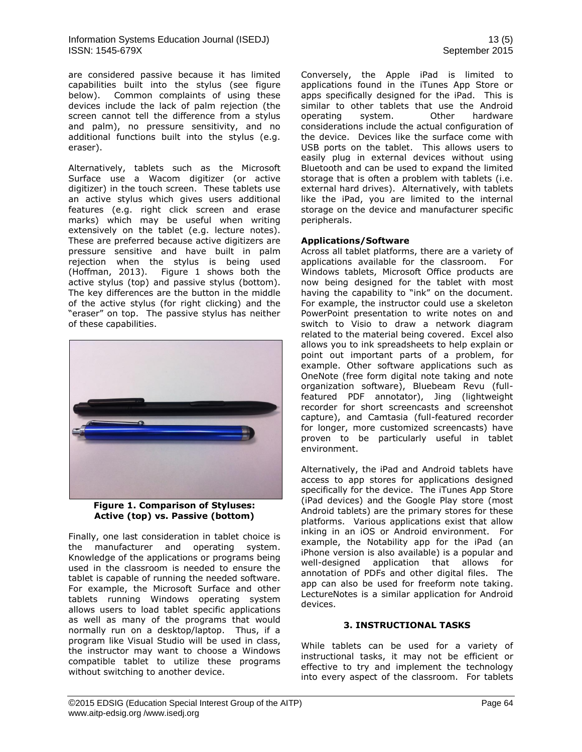are considered passive because it has limited capabilities built into the stylus (see figure below). Common complaints of using these devices include the lack of palm rejection (the screen cannot tell the difference from a stylus and palm), no pressure sensitivity, and no additional functions built into the stylus (e.g. eraser).

Alternatively, tablets such as the Microsoft Surface use a Wacom digitizer (or active digitizer) in the touch screen. These tablets use an active stylus which gives users additional features (e.g. right click screen and erase marks) which may be useful when writing extensively on the tablet (e.g. lecture notes). These are preferred because active digitizers are pressure sensitive and have built in palm rejection when the stylus is being used (Hoffman, 2013). Figure 1 shows both the active stylus (top) and passive stylus (bottom). The key differences are the button in the middle of the active stylus (for right clicking) and the "eraser" on top. The passive stylus has neither of these capabilities.

**Figure 1. Comparison of Styluses: Active (top) vs. Passive (bottom)**

Finally, one last consideration in tablet choice is the manufacturer and operating system. Knowledge of the applications or programs being used in the classroom is needed to ensure the tablet is capable of running the needed software. For example, the Microsoft Surface and other tablets running Windows operating system allows users to load tablet specific applications as well as many of the programs that would normally run on a desktop/laptop. Thus, if a program like Visual Studio will be used in class, the instructor may want to choose a Windows compatible tablet to utilize these programs without switching to another device.

Conversely, the Apple iPad is limited to applications found in the iTunes App Store or apps specifically designed for the iPad. This is similar to other tablets that use the Android operating system. Other hardware considerations include the actual configuration of the device. Devices like the surface come with USB ports on the tablet. This allows users to easily plug in external devices without using Bluetooth and can be used to expand the limited storage that is often a problem with tablets (i.e. external hard drives). Alternatively, with tablets like the iPad, you are limited to the internal storage on the device and manufacturer specific peripherals.

**Applications/Software**

Across all tablet platforms, there are a variety of applications available for the classroom. For Windows tablets, Microsoft Office products are now being designed for the tablet with most having the capability to "ink" on the document. For example, the instructor could use a skeleton PowerPoint presentation to write notes on and switch to Visio to draw a network diagram related to the material being covered. Excel also allows you to ink spreadsheets to help explain or point out important parts of a problem, for example. Other software applications such as OneNote (free form digital note taking and note organization software), Bluebeam Revu (full-featured PDF annotator), Jing (lightweight recorder for short screencasts and screenshot capture), and Camtasia (full-featured recorder for longer, more customized screencasts) have proven to be particularly useful in tablet environment.

Alternatively, the iPad and Android tablets have access to app stores for applications designed specifically for the device. The iTunes App Store (iPad devices) and the Google Play store (most Android tablets) are the primary stores for these platforms. Various applications exist that allow inking in an iOS or Android environment. For example, the Notability app for the iPad (an iPhone version is also available) is a popular and well-designed application that allows for annotation of PDFs and other digital files. The app can also be used for freeform note taking. LectureNotes is a similar application for Android devices.

## 3. INSTRUCTIONAL TASKS

While tablets can be used for a variety of instructional tasks, it may not be efficient or effective to try and implement the technology into every aspect of the classroom. For tablets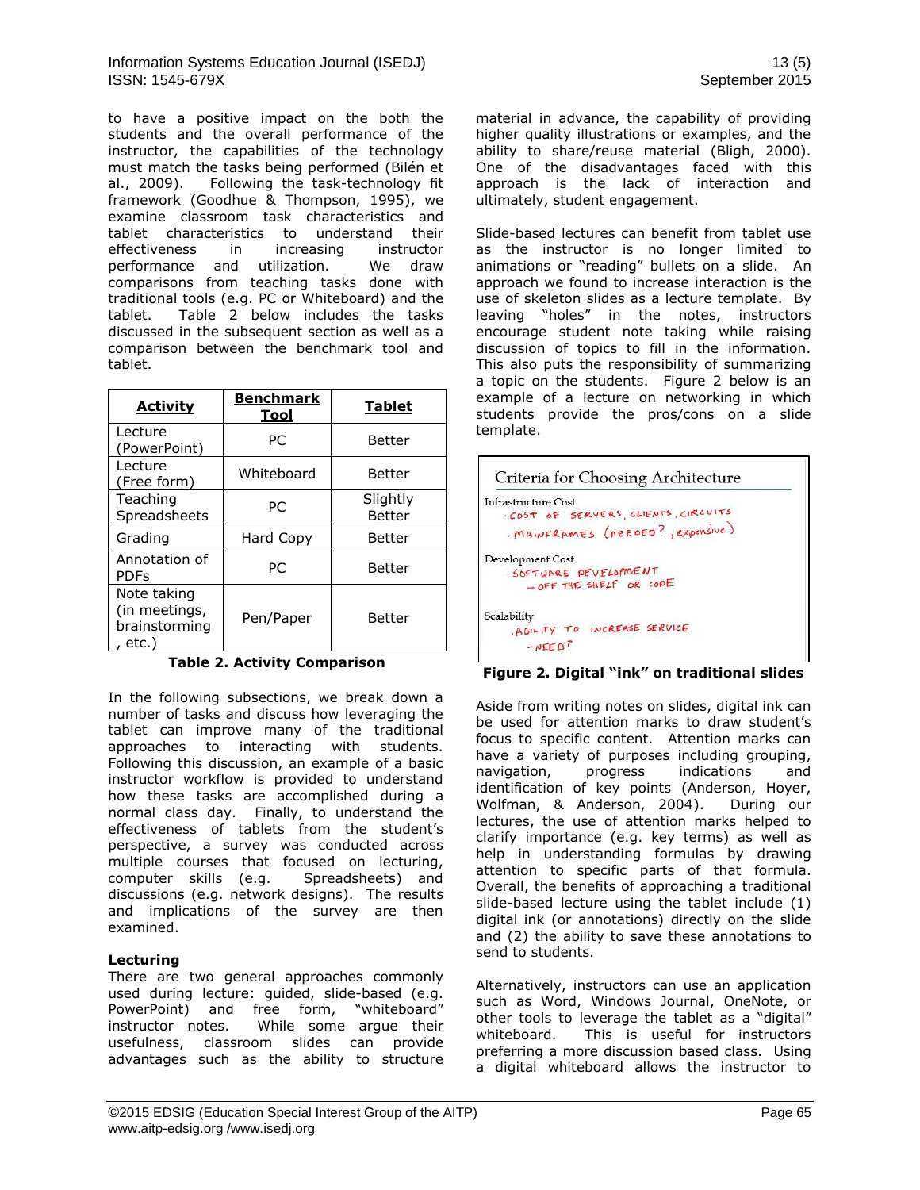to have a positive impact on the both the students and the overall performance of the instructor, the capabilities of the technology must match the tasks being performed (Bilén et al., 2009). Following the task-technology fit framework (Goodhue & Thompson, 1995), we examine classroom task characteristics and tablet characteristics to understand their effectiveness in increasing instructor performance and utilization. We draw comparisons from teaching tasks done with traditional tools (e.g. PC or Whiteboard) and the tablet. Table 2 below includes the tasks discussed in the subsequent section as well as a comparison between the benchmark tool and tablet.

| Activity | Benchmark Tool | Tablet |
|---|---|---|
| Lecture (PowerPoint) | PC | Better |
| Lecture (Free form) | Whiteboard | Better |
| Teaching Spreadsheets | PC | Slightly Better |
| Grading | Hard Copy | Better |
| Annotation of PDFs | PC | Better |
| Note taking (in meetings, brainstorming, etc.) | Pen/Paper | Better |

**Table 2. Activity Comparison**

In the following subsections, we break down a number of tasks and discuss how leveraging the tablet can improve many of the traditional approaches to interacting with students. Following this discussion, an example of a basic instructor workflow is provided to understand how these tasks are accomplished during a normal class day. Finally, to understand the effectiveness of tablets from the student's perspective, a survey was conducted across multiple courses that focused on lecturing, computer skills (e.g. Spreadsheets) and discussions (e.g. network designs). The results and implications of the survey are then examined.

### Lecturing

There are two general approaches commonly used during lecture: guided, slide-based (e.g. PowerPoint) and free form, "whiteboard" instructor notes. While some argue their usefulness, classroom slides can provide advantages such as the ability to structure material in advance, the capability of providing higher quality illustrations or examples, and the ability to share/reuse material (Bligh, 2000). One of the disadvantages faced with this approach is the lack of interaction and ultimately, student engagement.

Slide-based lectures can benefit from tablet use as the instructor is no longer limited to animations or "reading" bullets on a slide. An approach we found to increase interaction is the use of skeleton slides as a lecture template. By leaving "holes" in the notes, instructors encourage student note taking while raising discussion of topics to fill in the information. This also puts the responsibility of summarizing a topic on the students. Figure 2 below is an example of a lecture on networking in which students provide the pros/cons on a slide template.

**Figure 2. Digital "ink" on traditional slides**

Aside from writing notes on slides, digital ink can be used for attention marks to draw student's focus to specific content. Attention marks can have a variety of purposes including grouping, navigation, progress indications and identification of key points (Anderson, Hoyer, Wolfman, & Anderson, 2004). During our lectures, the use of attention marks helped to clarify importance (e.g. key terms) as well as help in understanding formulas by drawing attention to specific parts of that formula. Overall, the benefits of approaching a traditional slide-based lecture using the tablet include (1) digital ink (or annotations) directly on the slide and (2) the ability to save these annotations to send to students.

Alternatively, instructors can use an application such as Word, Windows Journal, OneNote, or other tools to leverage the tablet as a "digital" whiteboard. This is useful for instructors preferring a more discussion based class. Using a digital whiteboard allows the instructor to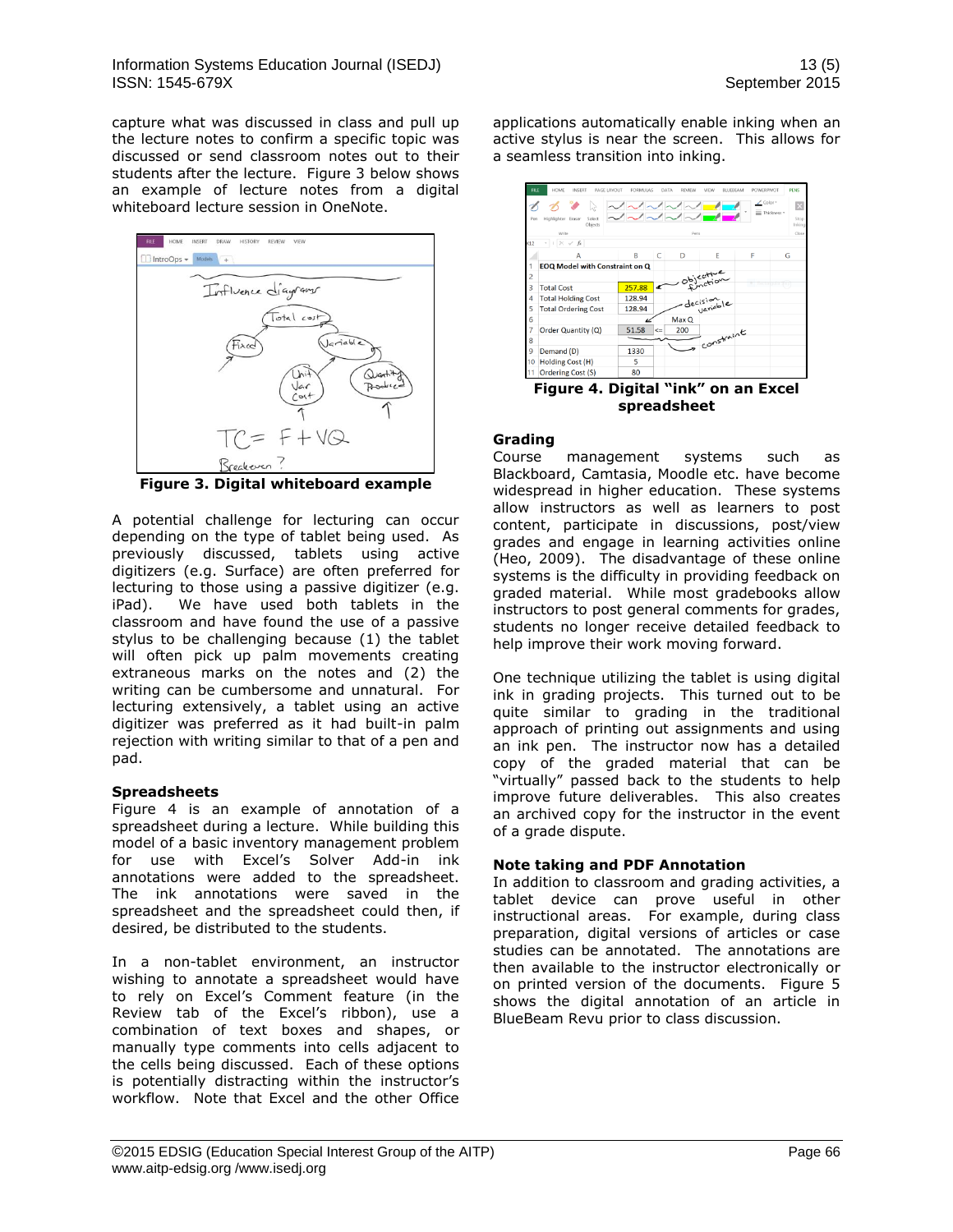capture what was discussed in class and pull up the lecture notes to confirm a specific topic was discussed or send classroom notes out to their students after the lecture. Figure 3 below shows an example of lecture notes from a digital whiteboard lecture session in OneNote.

**Figure 3. Digital whiteboard example**

A potential challenge for lecturing can occur depending on the type of tablet being used. As previously discussed, tablets using active digitizers (e.g. Surface) are often preferred for lecturing to those using a passive digitizer (e.g. iPad). We have used both tablets in the classroom and have found the use of a passive stylus to be challenging because (1) the tablet will often pick up palm movements creating extraneous marks on the notes and (2) the writing can be cumbersome and unnatural. For lecturing extensively, a tablet using an active digitizer was preferred as it had built-in palm rejection with writing similar to that of a pen and pad.

**Spreadsheets**

Figure 4 is an example of annotation of a spreadsheet during a lecture. While building this model of a basic inventory management problem for use with Excel's Solver Add-in ink annotations were added to the spreadsheet. The ink annotations were saved in the spreadsheet and the spreadsheet could then, if desired, be distributed to the students.

In a non-tablet environment, an instructor wishing to annotate a spreadsheet would have to rely on Excel's Comment feature (in the Review tab of the Excel's ribbon), use a combination of text boxes and shapes, or manually type comments into cells adjacent to the cells being discussed. Each of these options is potentially distracting within the instructor's workflow. Note that Excel and the other Office applications automatically enable inking when an active stylus is near the screen. This allows for a seamless transition into inking.

**Figure 4. Digital "ink" on an Excel spreadsheet**

**Grading**

Course management systems such as Blackboard, Camtasia, Moodle etc. have become widespread in higher education. These systems allow instructors as well as learners to post content, participate in discussions, post/view grades and engage in learning activities online (Heo, 2009). The disadvantage of these online systems is the difficulty in providing feedback on graded material. While most gradebooks allow instructors to post general comments for grades, students no longer receive detailed feedback to help improve their work moving forward.

One technique utilizing the tablet is using digital ink in grading projects. This turned out to be quite similar to grading in the traditional approach of printing out assignments and using an ink pen. The instructor now has a detailed copy of the graded material that can be "virtually" passed back to the students to help improve future deliverables. This also creates an archived copy for the instructor in the event of a grade dispute.

**Note taking and PDF Annotation**

In addition to classroom and grading activities, a tablet device can prove useful in other instructional areas. For example, during class preparation, digital versions of articles or case studies can be annotated. The annotations are then available to the instructor electronically or on printed version of the documents. Figure 5 shows the digital annotation of an article in BlueBeam Revu prior to class discussion.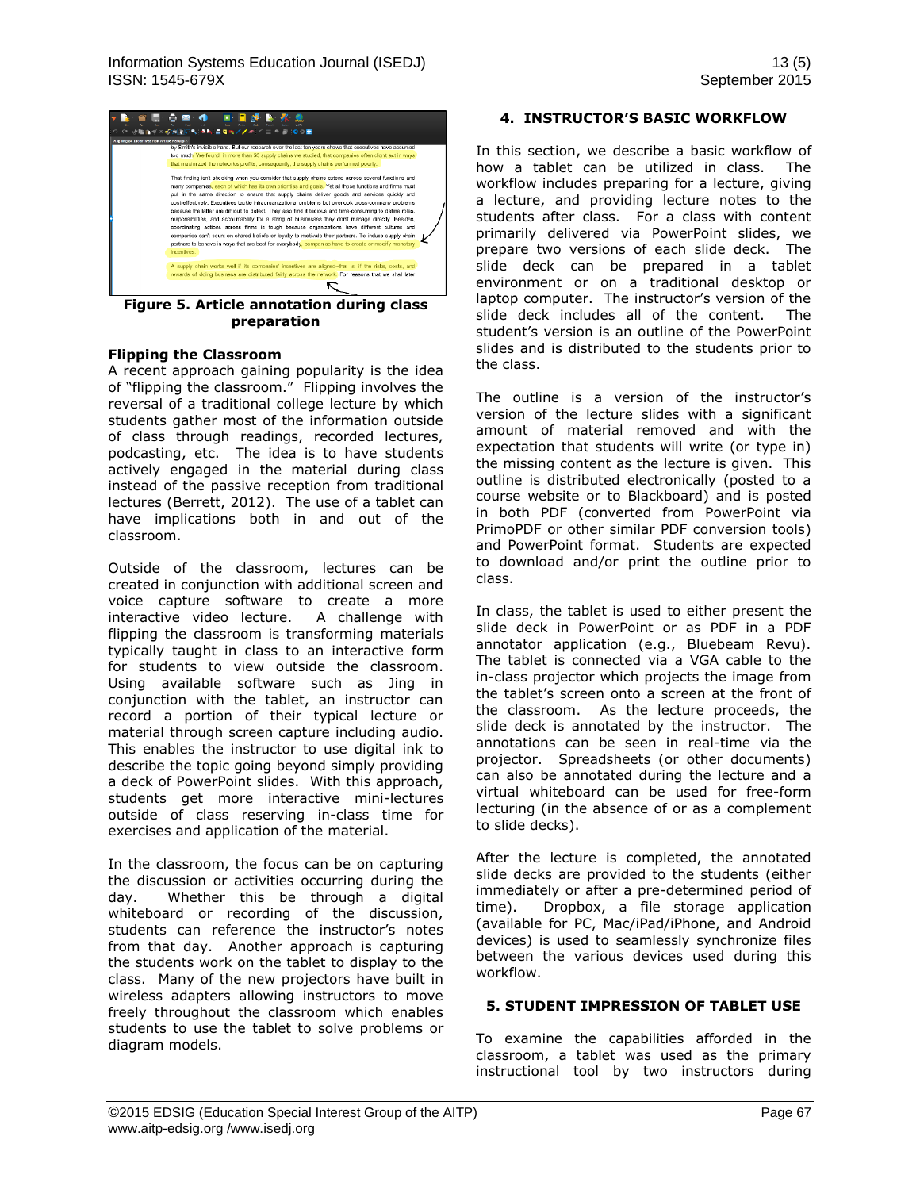**Figure 5. Article annotation during class preparation**

### Flipping the Classroom

A recent approach gaining popularity is the idea of "flipping the classroom." Flipping involves the reversal of a traditional college lecture by which students gather most of the information outside of class through readings, recorded lectures, podcasting, etc. The idea is to have students actively engaged in the material during class instead of the passive reception from traditional lectures (Berrett, 2012). The use of a tablet can have implications both in and out of the classroom.

Outside of the classroom, lectures can be created in conjunction with additional screen and voice capture software to create a more interactive video lecture. A challenge with flipping the classroom is transforming materials typically taught in class to an interactive form for students to view outside the classroom. Using available software such as Jing in conjunction with the tablet, an instructor can record a portion of their typical lecture or material through screen capture including audio. This enables the instructor to use digital ink to describe the topic going beyond simply providing a deck of PowerPoint slides. With this approach, students get more interactive mini-lectures outside of class reserving in-class time for exercises and application of the material.

In the classroom, the focus can be on capturing the discussion or activities occurring during the day. Whether this be through a digital whiteboard or recording of the discussion, students can reference the instructor's notes from that day. Another approach is capturing the students work on the tablet to display to the class. Many of the new projectors have built in wireless adapters allowing instructors to move freely throughout the classroom which enables students to use the tablet to solve problems or diagram models.

## 4. INSTRUCTOR'S BASIC WORKFLOW

In this section, we describe a basic workflow of how a tablet can be utilized in class. The workflow includes preparing for a lecture, giving a lecture, and providing lecture notes to the students after class. For a class with content primarily delivered via PowerPoint slides, we prepare two versions of each slide deck. The slide deck can be prepared in a tablet environment or on a traditional desktop or laptop computer. The instructor's version of the slide deck includes all of the content. The student's version is an outline of the PowerPoint slides and is distributed to the students prior to the class.

The outline is a version of the instructor's version of the lecture slides with a significant amount of material removed and with the expectation that students will write (or type in) the missing content as the lecture is given. This outline is distributed electronically (posted to a course website or to Blackboard) and is posted in both PDF (converted from PowerPoint via PrimoPDF or other similar PDF conversion tools) and PowerPoint format. Students are expected to download and/or print the outline prior to class.

In class, the tablet is used to either present the slide deck in PowerPoint or as PDF in a PDF annotator application (e.g., Bluebeam Revu). The tablet is connected via a VGA cable to the in-class projector which projects the image from the tablet's screen onto a screen at the front of the classroom. As the lecture proceeds, the slide deck is annotated by the instructor. The annotations can be seen in real-time via the projector. Spreadsheets (or other documents) can also be annotated during the lecture and a virtual whiteboard can be used for free-form lecturing (in the absence of or as a complement to slide decks).

After the lecture is completed, the annotated slide decks are provided to the students (either immediately or after a pre-determined period of time). Dropbox, a file storage application (available for PC, Mac/iPad/iPhone, and Android devices) is used to seamlessly synchronize files between the various devices used during this workflow.

## 5. STUDENT IMPRESSION OF TABLET USE

To examine the capabilities afforded in the classroom, a tablet was used as the primary instructional tool by two instructors during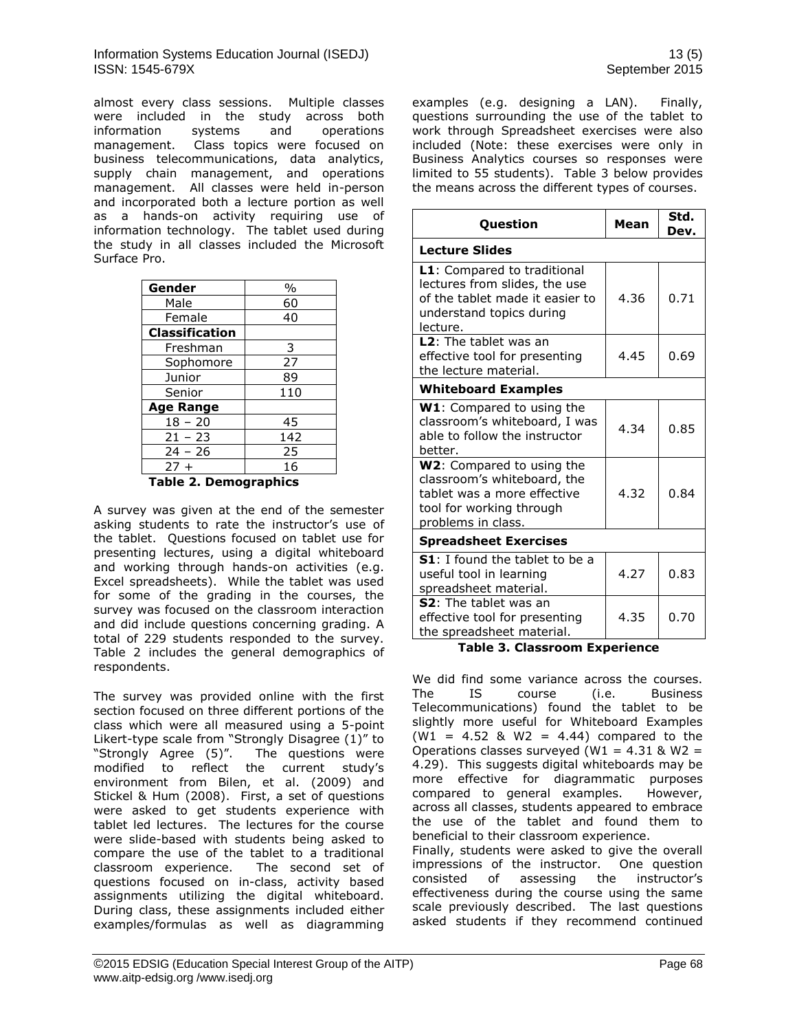almost every class sessions. Multiple classes were included in the study across both information systems and operations management. Class topics were focused on business telecommunications, data analytics, supply chain management, and operations management. All classes were held in-person and incorporated both a lecture portion as well as a hands-on activity requiring use of information technology. The tablet used during the study in all classes included the Microsoft Surface Pro.

| Gender | % |
|---|---|
| Male | 60 |
| Female | 40 |
| **Classification** | |
| Freshman | 3 |
| Sophomore | 27 |
| Junior | 89 |
| Senior | 110 |
| **Age Range** | |
| 18 – 20 | 45 |
| 21 – 23 | 142 |
| 24 – 26 | 25 |
| 27 + | 16 |

**Table 2. Demographics**

A survey was given at the end of the semester asking students to rate the instructor's use of the tablet. Questions focused on tablet use for presenting lectures, using a digital whiteboard and working through hands-on activities (e.g. Excel spreadsheets). While the tablet was used for some of the grading in the courses, the survey was focused on the classroom interaction and did include questions concerning grading. A total of 229 students responded to the survey. Table 2 includes the general demographics of respondents.

The survey was provided online with the first section focused on three different portions of the class which were all measured using a 5-point Likert-type scale from "Strongly Disagree (1)" to "Strongly Agree (5)". The questions were modified to reflect the current study's environment from Bilen, et al. (2009) and Stickel & Hum (2008). First, a set of questions were asked to get students experience with tablet led lectures. The lectures for the course were slide-based with students being asked to compare the use of the tablet to a traditional classroom experience. The second set of questions focused on in-class, activity based assignments utilizing the digital whiteboard. During class, these assignments included either examples/formulas as well as diagramming examples (e.g. designing a LAN). Finally, questions surrounding the use of the tablet to work through Spreadsheet exercises were also included (Note: these exercises were only in Business Analytics courses so responses were limited to 55 students). Table 3 below provides the means across the different types of courses.

| Question | Mean | Std. Dev. |
|---|---|---|
| **Lecture Slides** | | |
| **L1**: Compared to traditional lectures from slides, the use of the tablet made it easier to understand topics during lecture. | 4.36 | 0.71 |
| **L2**: The tablet was an effective tool for presenting the lecture material. | 4.45 | 0.69 |
| **Whiteboard Examples** | | |
| **W1**: Compared to using the classroom's whiteboard, I was able to follow the instructor better. | 4.34 | 0.85 |
| **W2**: Compared to using the classroom's whiteboard, the tablet was a more effective tool for working through problems in class. | 4.32 | 0.84 |
| **Spreadsheet Exercises** | | |
| **S1**: I found the tablet to be a useful tool in learning spreadsheet material. | 4.27 | 0.83 |
| **S2**: The tablet was an effective tool for presenting the spreadsheet material. | 4.35 | 0.70 |

**Table 3. Classroom Experience**

We did find some variance across the courses. The IS course (i.e. Business Telecommunications) found the tablet to be slightly more useful for Whiteboard Examples (W1 = 4.52 & W2 = 4.44) compared to the Operations classes surveyed (W1 = 4.31 & W2 = 4.29). This suggests digital whiteboards may be more effective for diagrammatic purposes compared to general examples. However, across all classes, students appeared to embrace the use of the tablet and found them to beneficial to their classroom experience.

Finally, students were asked to give the overall impressions of the instructor. One question consisted of assessing the instructor's effectiveness during the course using the same scale previously described. The last questions asked students if they recommend continued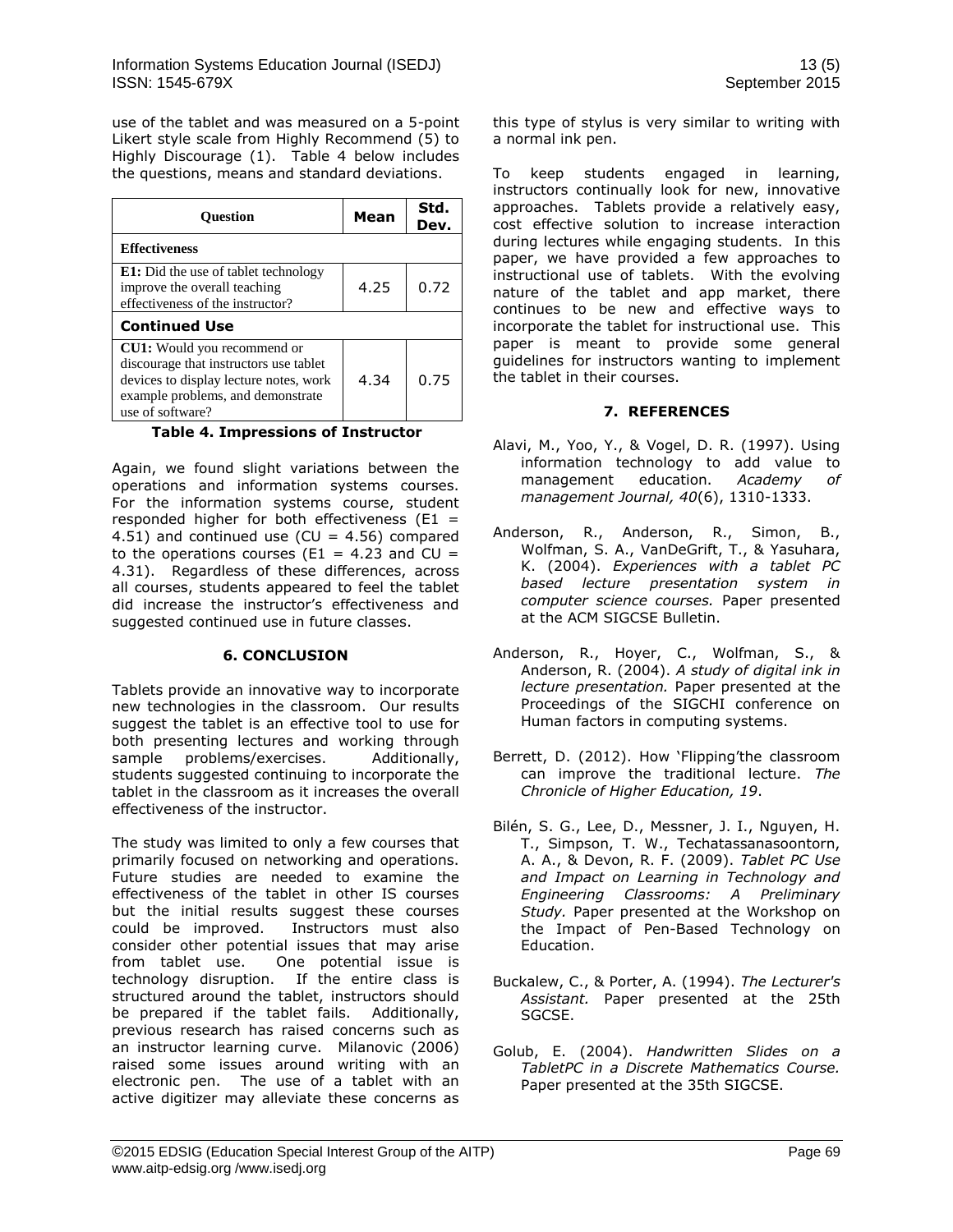use of the tablet and was measured on a 5-point Likert style scale from Highly Recommend (5) to Highly Discourage (1). Table 4 below includes the questions, means and standard deviations.

| Question | Mean | Std. Dev. |
|---|---|---|
| **Effectiveness** | | |
| **E1:** Did the use of tablet technology improve the overall teaching effectiveness of the instructor? | 4.25 | 0.72 |
| **Continued Use** | | |
| **CU1:** Would you recommend or discourage that instructors use tablet devices to display lecture notes, work example problems, and demonstrate use of software? | 4.34 | 0.75 |

**Table 4. Impressions of Instructor**

Again, we found slight variations between the operations and information systems courses. For the information systems course, student responded higher for both effectiveness (E1 = 4.51) and continued use (CU = 4.56) compared to the operations courses (E1 = 4.23 and CU = 4.31). Regardless of these differences, across all courses, students appeared to feel the tablet did increase the instructor's effectiveness and suggested continued use in future classes.

## 6. CONCLUSION

Tablets provide an innovative way to incorporate new technologies in the classroom. Our results suggest the tablet is an effective tool to use for both presenting lectures and working through sample problems/exercises. Additionally, students suggested continuing to incorporate the tablet in the classroom as it increases the overall effectiveness of the instructor.

The study was limited to only a few courses that primarily focused on networking and operations. Future studies are needed to examine the effectiveness of the tablet in other IS courses but the initial results suggest these courses could be improved. Instructors must also consider other potential issues that may arise from tablet use. One potential issue is technology disruption. If the entire class is structured around the tablet, instructors should be prepared if the tablet fails. Additionally, previous research has raised concerns such as an instructor learning curve. Milanovic (2006) raised some issues around writing with an electronic pen. The use of a tablet with an active digitizer may alleviate these concerns as this type of stylus is very similar to writing with a normal ink pen.

To keep students engaged in learning, instructors continually look for new, innovative approaches. Tablets provide a relatively easy, cost effective solution to increase interaction during lectures while engaging students. In this paper, we have provided a few approaches to instructional use of tablets. With the evolving nature of the tablet and app market, there continues to be new and effective ways to incorporate the tablet for instructional use. This paper is meant to provide some general guidelines for instructors wanting to implement the tablet in their courses.

## 7. REFERENCES

Alavi, M., Yoo, Y., & Vogel, D. R. (1997). Using information technology to add value to management education. *Academy of management Journal, 40*(6), 1310-1333.

Anderson, R., Anderson, R., Simon, B., Wolfman, S. A., VanDeGrift, T., & Yasuhara, K. (2004). *Experiences with a tablet PC based lecture presentation system in computer science courses.* Paper presented at the ACM SIGCSE Bulletin.

Anderson, R., Hoyer, C., Wolfman, S., & Anderson, R. (2004). *A study of digital ink in lecture presentation.* Paper presented at the Proceedings of the SIGCHI conference on Human factors in computing systems.

Berrett, D. (2012). How 'Flipping'the classroom can improve the traditional lecture. *The Chronicle of Higher Education, 19*.

Bilén, S. G., Lee, D., Messner, J. I., Nguyen, H. T., Simpson, T. W., Techatassanasoontorn, A. A., & Devon, R. F. (2009). *Tablet PC Use and Impact on Learning in Technology and Engineering Classrooms: A Preliminary Study.* Paper presented at the Workshop on the Impact of Pen-Based Technology on Education.

Buckalew, C., & Porter, A. (1994). *The Lecturer's Assistant.* Paper presented at the 25th SGCSE.

Golub, E. (2004). *Handwritten Slides on a TabletPC in a Discrete Mathematics Course.* Paper presented at the 35th SIGCSE.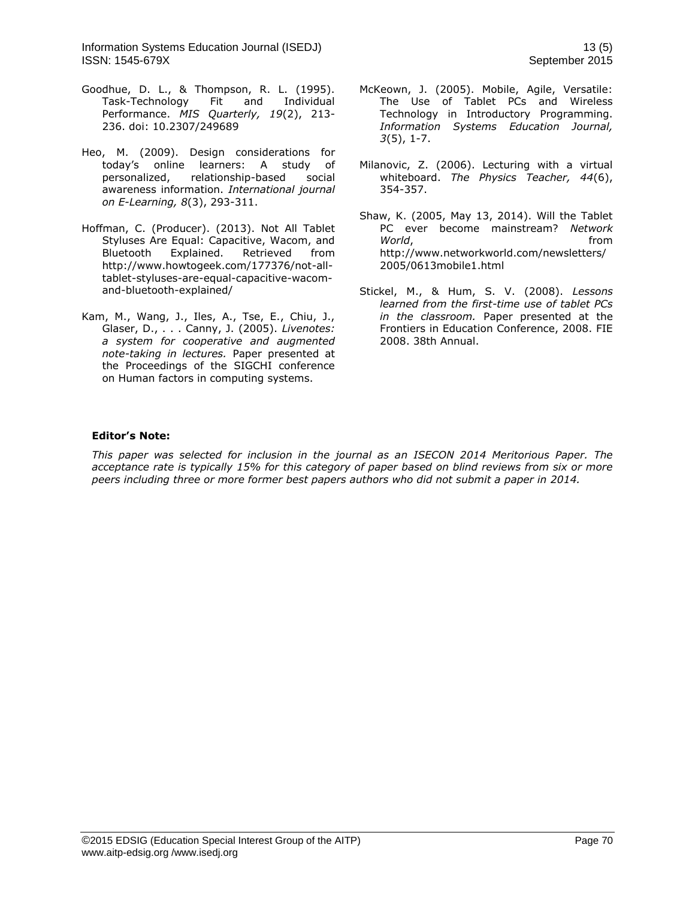Goodhue, D. L., & Thompson, R. L. (1995). Task-Technology Fit and Individual Performance. *MIS Quarterly, 19*(2), 213-236. doi: 10.2307/249689

Heo, M. (2009). Design considerations for today's online learners: A study of personalized, relationship-based social awareness information. *International journal on E-Learning, 8*(3), 293-311.

Hoffman, C. (Producer). (2013). Not All Tablet Styluses Are Equal: Capacitive, Wacom, and Bluetooth Explained. Retrieved from http://www.howtogeek.com/177376/not-all-tablet-styluses-are-equal-capacitive-wacom-and-bluetooth-explained/

Kam, M., Wang, J., Iles, A., Tse, E., Chiu, J., Glaser, D., . . . Canny, J. (2005). *Livenotes: a system for cooperative and augmented note-taking in lectures.* Paper presented at the Proceedings of the SIGCHI conference on Human factors in computing systems.

McKeown, J. (2005). Mobile, Agile, Versatile: The Use of Tablet PCs and Wireless Technology in Introductory Programming. *Information Systems Education Journal, 3*(5), 1-7.

Milanovic, Z. (2006). Lecturing with a virtual whiteboard. *The Physics Teacher, 44*(6), 354-357.

Shaw, K. (2005, May 13, 2014). Will the Tablet PC ever become mainstream? *Network World*, from http://www.networkworld.com/newsletters/2005/0613mobile1.html

Stickel, M., & Hum, S. V. (2008). *Lessons learned from the first-time use of tablet PCs in the classroom.* Paper presented at the Frontiers in Education Conference, 2008. FIE 2008. 38th Annual.

**Editor's Note:**

*This paper was selected for inclusion in the journal as an ISECON 2014 Meritorious Paper. The acceptance rate is typically 15% for this category of paper based on blind reviews from six or more peers including three or more former best papers authors who did not submit a paper in 2014.*